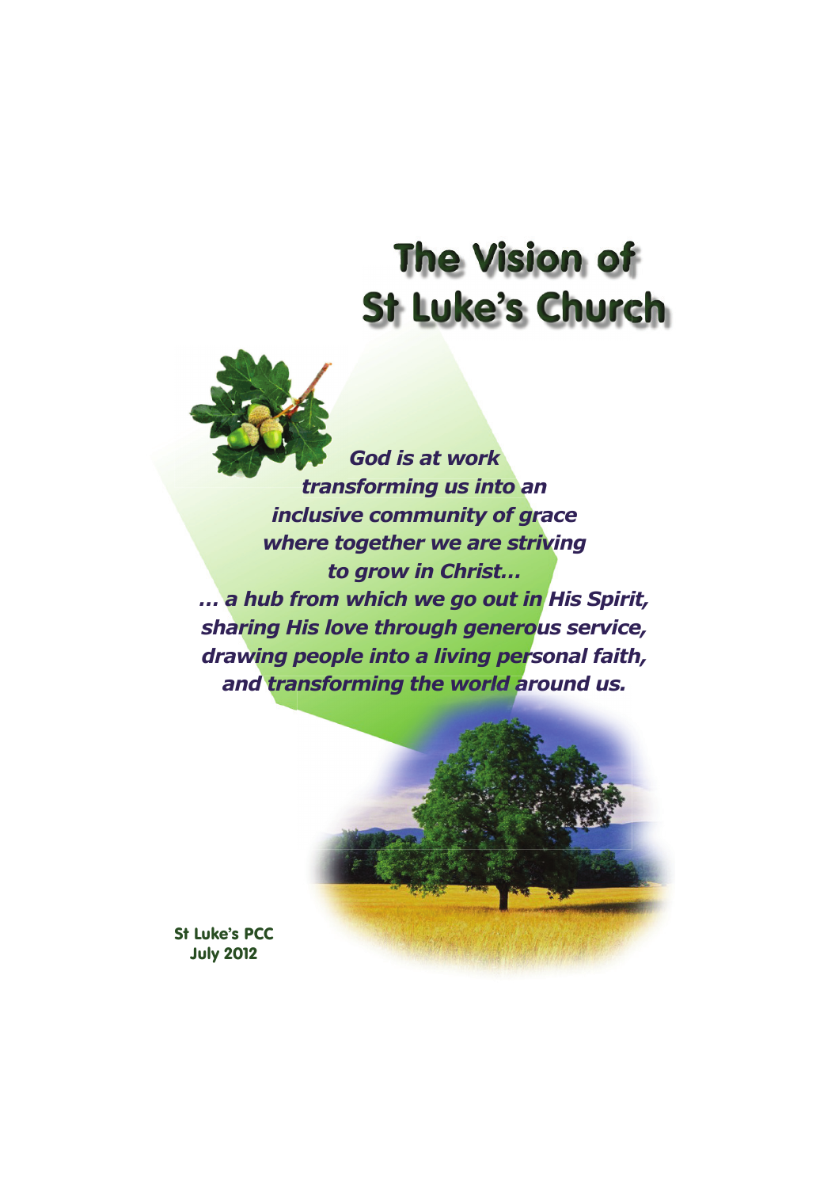# The Vision of St Luke's Church

***God is at work***
***transforming us into an***
***inclusive community of grace***
***where together we are striving***
***to grow in Christ…***
***… a hub from which we go out in His Spirit,***
***sharing His love through generous service,***
***drawing people into a living personal faith,***
***and transforming the world around us.***

**St Luke's PCC**
**July 2012**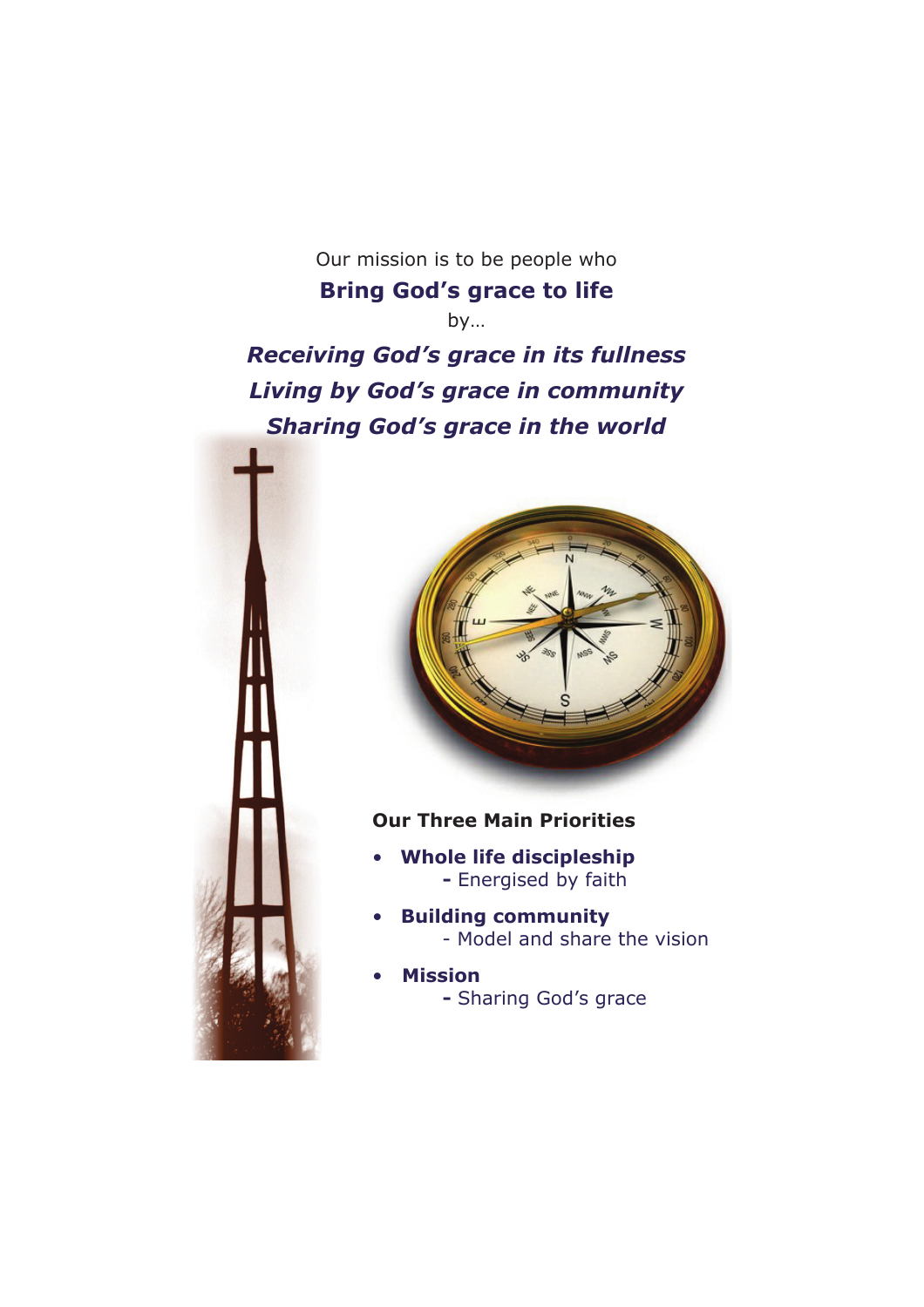Our mission is to be people who

**Bring God's grace to life**

by…

***Receiving God's grace in its fullness***
***Living by God's grace in community***
***Sharing God's grace in the world***

**Our Three Main Priorities**

- **Whole life discipleship**
  - Energised by faith
- **Building community**
  - Model and share the vision
- **Mission**
  - Sharing God's grace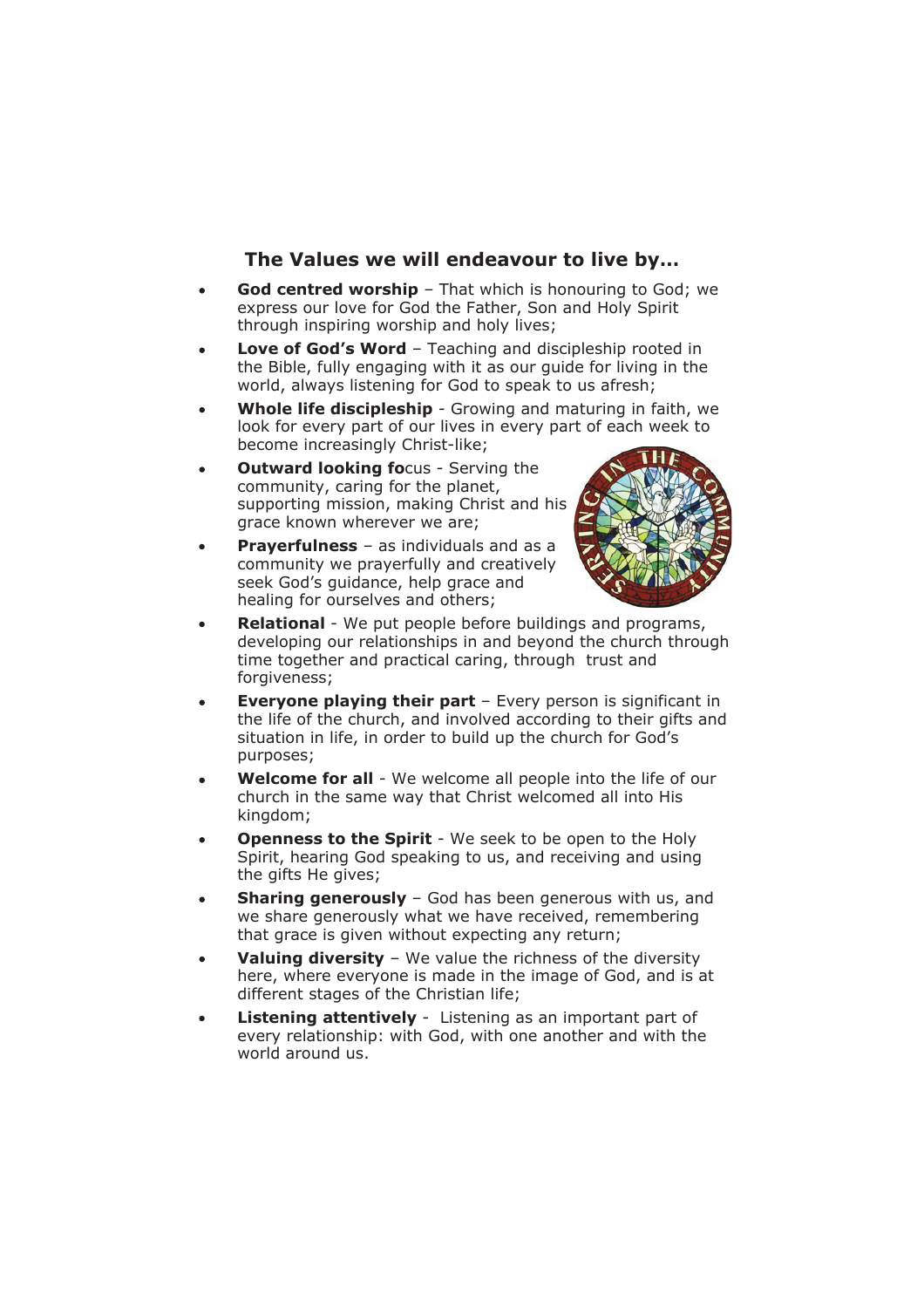## The Values we will endeavour to live by…

- **God centred worship** – That which is honouring to God; we express our love for God the Father, Son and Holy Spirit through inspiring worship and holy lives;
- **Love of God's Word** – Teaching and discipleship rooted in the Bible, fully engaging with it as our guide for living in the world, always listening for God to speak to us afresh;
- **Whole life discipleship** - Growing and maturing in faith, we look for every part of our lives in every part of each week to become increasingly Christ-like;
- **Outward looking fo**cus - Serving the community, caring for the planet, supporting mission, making Christ and his grace known wherever we are;
- **Prayerfulness** – as individuals and as a community we prayerfully and creatively seek God's guidance, help grace and healing for ourselves and others;
- **Relational** - We put people before buildings and programs, developing our relationships in and beyond the church through time together and practical caring, through trust and forgiveness;
- **Everyone playing their part** – Every person is significant in the life of the church, and involved according to their gifts and situation in life, in order to build up the church for God's purposes;
- **Welcome for all** - We welcome all people into the life of our church in the same way that Christ welcomed all into His kingdom;
- **Openness to the Spirit** - We seek to be open to the Holy Spirit, hearing God speaking to us, and receiving and using the gifts He gives;
- **Sharing generously** – God has been generous with us, and we share generously what we have received, remembering that grace is given without expecting any return;
- **Valuing diversity** – We value the richness of the diversity here, where everyone is made in the image of God, and is at different stages of the Christian life;
- **Listening attentively** - Listening as an important part of every relationship: with God, with one another and with the world around us.